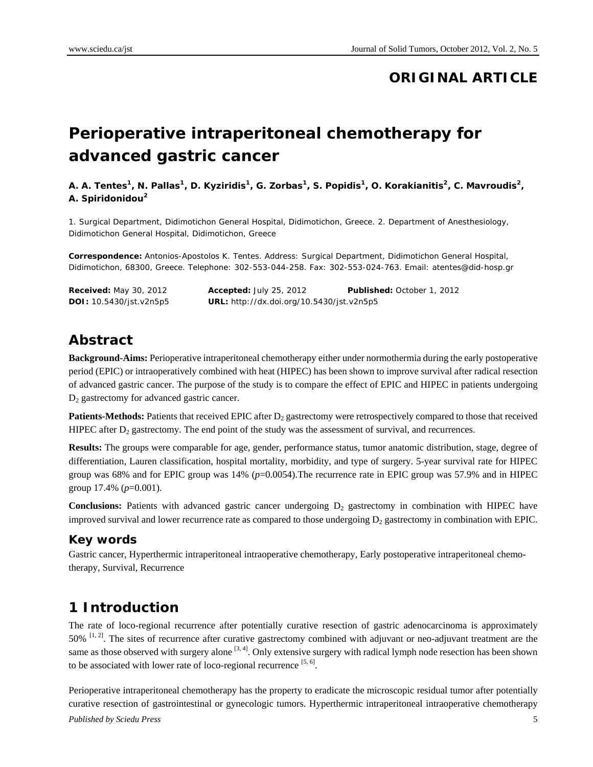**ORIGINAL ARTICLE**

# Perioperative intraperitoneal chemotherapy for advanced gastric cancer

**A. A. Tentes[1], N. Pallas[1], D. Kyziridis[1], G. Zorbas[1], S. Popidis[1], O. Korakianitis[2], C. Mavroudis[2], A. Spiridonidou[2]**

1. Surgical Department, Didimotichon General Hospital, Didimotichon, Greece. 2. Department of Anesthesiology, Didimotichon General Hospital, Didimotichon, Greece

**Correspondence:** Antonios-Apostolos K. Tentes. Address: Surgical Department, Didimotichon General Hospital, Didimotichon, 68300, Greece. Telephone: 302-553-044-258. Fax: 302-553-024-763. Email: atentes@did-hosp.gr

**Received:** May 30, 2012 **Accepted:** July 25, 2012 **Published:** October 1, 2012
**DOI:** 10.5430/jst.v2n5p5 **URL:** http://dx.doi.org/10.5430/jst.v2n5p5

## Abstract

**Background-Aims:** Perioperative intraperitoneal chemotherapy either under normothermia during the early postoperative period (EPIC) or intraoperatively combined with heat (HIPEC) has been shown to improve survival after radical resection of advanced gastric cancer. The purpose of the study is to compare the effect of EPIC and HIPEC in patients undergoing $D_2$ gastrectomy for advanced gastric cancer.

**Patients-Methods:** Patients that received EPIC after $D_2$ gastrectomy were retrospectively compared to those that received HIPEC after $D_2$ gastrectomy. The end point of the study was the assessment of survival, and recurrences.

**Results:** The groups were comparable for age, gender, performance status, tumor anatomic distribution, stage, degree of differentiation, Lauren classification, hospital mortality, morbidity, and type of surgery. 5-year survival rate for HIPEC group was 68% and for EPIC group was 14% ($p$=0.0054).The recurrence rate in EPIC group was 57.9% and in HIPEC group 17.4% ($p$=0.001).

**Conclusions:** Patients with advanced gastric cancer undergoing $D_2$ gastrectomy in combination with HIPEC have improved survival and lower recurrence rate as compared to those undergoing $D_2$ gastrectomy in combination with EPIC.

### Key words

Gastric cancer, Hyperthermic intraperitoneal intraoperative chemotherapy, Early postoperative intraperitoneal chemotherapy, Survival, Recurrence

## 1 Introduction

The rate of loco-regional recurrence after potentially curative resection of gastric adenocarcinoma is approximately 50% [1, 2]. The sites of recurrence after curative gastrectomy combined with adjuvant or neo-adjuvant treatment are the same as those observed with surgery alone [3, 4]. Only extensive surgery with radical lymph node resection has been shown to be associated with lower rate of loco-regional recurrence [5, 6].

Perioperative intraperitoneal chemotherapy has the property to eradicate the microscopic residual tumor after potentially curative resection of gastrointestinal or gynecologic tumors. Hyperthermic intraperitoneal intraoperative chemotherapy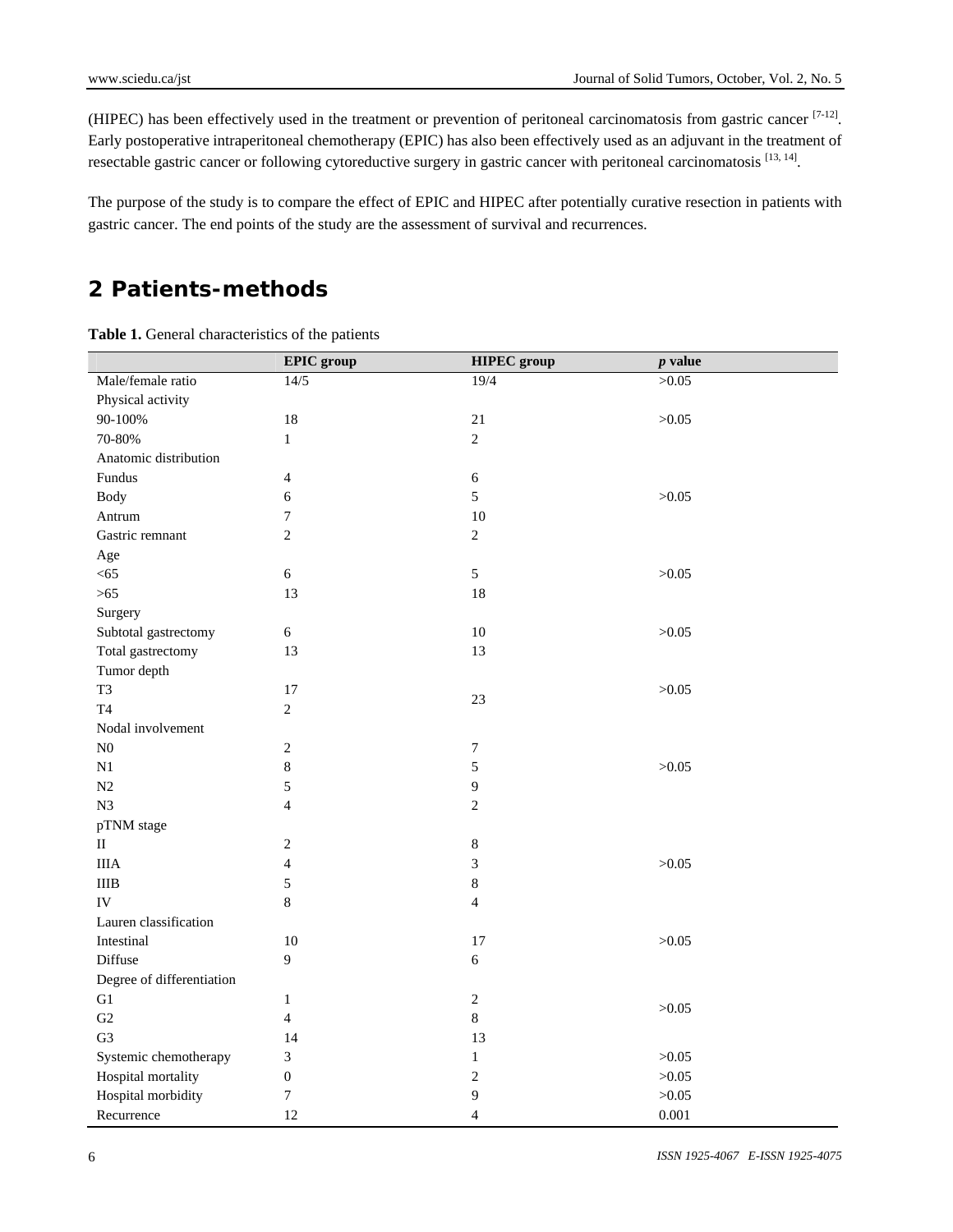(HIPEC) has been effectively used in the treatment or prevention of peritoneal carcinomatosis from gastric cancer [7-12]. Early postoperative intraperitoneal chemotherapy (EPIC) has also been effectively used as an adjuvant in the treatment of resectable gastric cancer or following cytoreductive surgery in gastric cancer with peritoneal carcinomatosis [13, 14].

The purpose of the study is to compare the effect of EPIC and HIPEC after potentially curative resection in patients with gastric cancer. The end points of the study are the assessment of survival and recurrences.

## 2 Patients-methods

**Table 1.** General characteristics of the patients

| | EPIC group | HIPEC group | *p* value |
|---|---|---|---|
| Male/female ratio | 14/5 | 19/4 | >0.05 |
| Physical activity | | | |
| 90-100% | 18 | 21 | >0.05 |
| 70-80% | 1 | 2 | |
| Anatomic distribution | | | |
| Fundus | 4 | 6 | |
| Body | 6 | 5 | >0.05 |
| Antrum | 7 | 10 | |
| Gastric remnant | 2 | 2 | |
| Age | | | |
| <65 | 6 | 5 | >0.05 |
| >65 | 13 | 18 | |
| Surgery | | | |
| Subtotal gastrectomy | 6 | 10 | >0.05 |
| Total gastrectomy | 13 | 13 | |
| Tumor depth | | | |
| T3 | 17 | 23 | >0.05 |
| T4 | 2 | | |
| Nodal involvement | | | |
| N0 | 2 | 7 | |
| N1 | 8 | 5 | >0.05 |
| N2 | 5 | 9 | |
| N3 | 4 | 2 | |
| pTNM stage | | | |
| II | 2 | 8 | |
| IIIA | 4 | 3 | >0.05 |
| IIIB | 5 | 8 | |
| IV | 8 | 4 | |
| Lauren classification | | | |
| Intestinal | 10 | 17 | >0.05 |
| Diffuse | 9 | 6 | |
| Degree of differentiation | | | |
| G1 | 1 | 2 | >0.05 |
| G2 | 4 | 8 | |
| G3 | 14 | 13 | |
| Systemic chemotherapy | 3 | 1 | >0.05 |
| Hospital mortality | 0 | 2 | >0.05 |
| Hospital morbidity | 7 | 9 | >0.05 |
| Recurrence | 12 | 4 | 0.001 |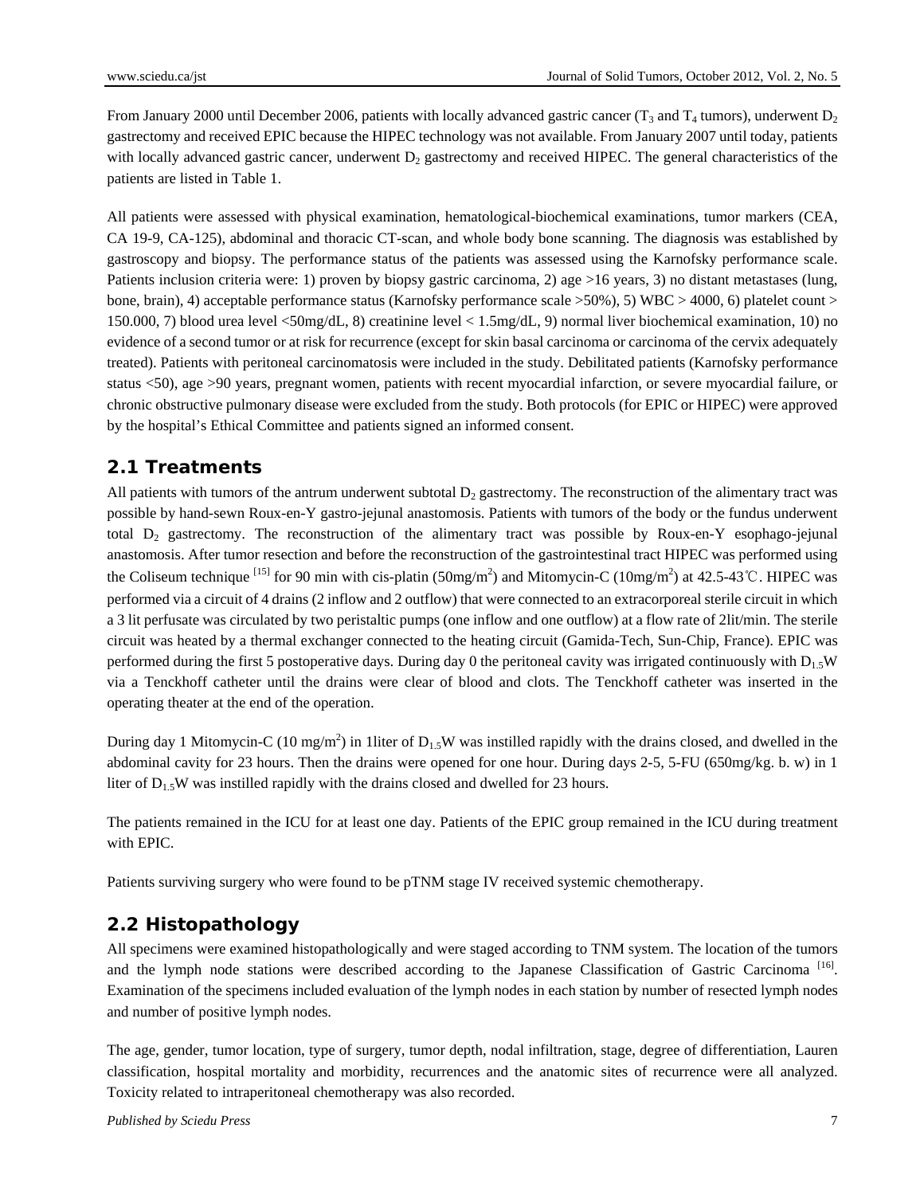From January 2000 until December 2006, patients with locally advanced gastric cancer ($T_3$ and $T_4$ tumors), underwent $D_2$ gastrectomy and received EPIC because the HIPEC technology was not available. From January 2007 until today, patients with locally advanced gastric cancer, underwent $D_2$ gastrectomy and received HIPEC. The general characteristics of the patients are listed in Table 1.

All patients were assessed with physical examination, hematological-biochemical examinations, tumor markers (CEA, CA 19-9, CA-125), abdominal and thoracic CT-scan, and whole body bone scanning. The diagnosis was established by gastroscopy and biopsy. The performance status of the patients was assessed using the Karnofsky performance scale. Patients inclusion criteria were: 1) proven by biopsy gastric carcinoma, 2) age >16 years, 3) no distant metastases (lung, bone, brain), 4) acceptable performance status (Karnofsky performance scale >50%), 5) WBC > 4000, 6) platelet count > 150.000, 7) blood urea level <50mg/dL, 8) creatinine level < 1.5mg/dL, 9) normal liver biochemical examination, 10) no evidence of a second tumor or at risk for recurrence (except for skin basal carcinoma or carcinoma of the cervix adequately treated). Patients with peritoneal carcinomatosis were included in the study. Debilitated patients (Karnofsky performance status <50), age >90 years, pregnant women, patients with recent myocardial infarction, or severe myocardial failure, or chronic obstructive pulmonary disease were excluded from the study. Both protocols (for EPIC or HIPEC) were approved by the hospital's Ethical Committee and patients signed an informed consent.

## 2.1 Treatments

All patients with tumors of the antrum underwent subtotal $D_2$ gastrectomy. The reconstruction of the alimentary tract was possible by hand-sewn Roux-en-Y gastro-jejunal anastomosis. Patients with tumors of the body or the fundus underwent total $D_2$ gastrectomy. The reconstruction of the alimentary tract was possible by Roux-en-Y esophago-jejunal anastomosis. After tumor resection and before the reconstruction of the gastrointestinal tract HIPEC was performed using the Coliseum technique [15] for 90 min with cis-platin (50mg/m$^2$) and Mitomycin-C (10mg/m$^2$) at 42.5-43℃. HIPEC was performed via a circuit of 4 drains (2 inflow and 2 outflow) that were connected to an extracorporeal sterile circuit in which a 3 lit perfusate was circulated by two peristaltic pumps (one inflow and one outflow) at a flow rate of 2lit/min. The sterile circuit was heated by a thermal exchanger connected to the heating circuit (Gamida-Tech, Sun-Chip, France). EPIC was performed during the first 5 postoperative days. During day 0 the peritoneal cavity was irrigated continuously with $D_{1.5}W$ via a Tenckhoff catheter until the drains were clear of blood and clots. The Tenckhoff catheter was inserted in the operating theater at the end of the operation.

During day 1 Mitomycin-C (10 mg/m$^2$) in 1liter of $D_{1.5}W$ was instilled rapidly with the drains closed, and dwelled in the abdominal cavity for 23 hours. Then the drains were opened for one hour. During days 2-5, 5-FU (650mg/kg. b. w) in 1 liter of $D_{1.5}W$ was instilled rapidly with the drains closed and dwelled for 23 hours.

The patients remained in the ICU for at least one day. Patients of the EPIC group remained in the ICU during treatment with EPIC.

Patients surviving surgery who were found to be pTNM stage IV received systemic chemotherapy.

## 2.2 Histopathology

All specimens were examined histopathologically and were staged according to TNM system. The location of the tumors and the lymph node stations were described according to the Japanese Classification of Gastric Carcinoma [16]. Examination of the specimens included evaluation of the lymph nodes in each station by number of resected lymph nodes and number of positive lymph nodes.

The age, gender, tumor location, type of surgery, tumor depth, nodal infiltration, stage, degree of differentiation, Lauren classification, hospital mortality and morbidity, recurrences and the anatomic sites of recurrence were all analyzed. Toxicity related to intraperitoneal chemotherapy was also recorded.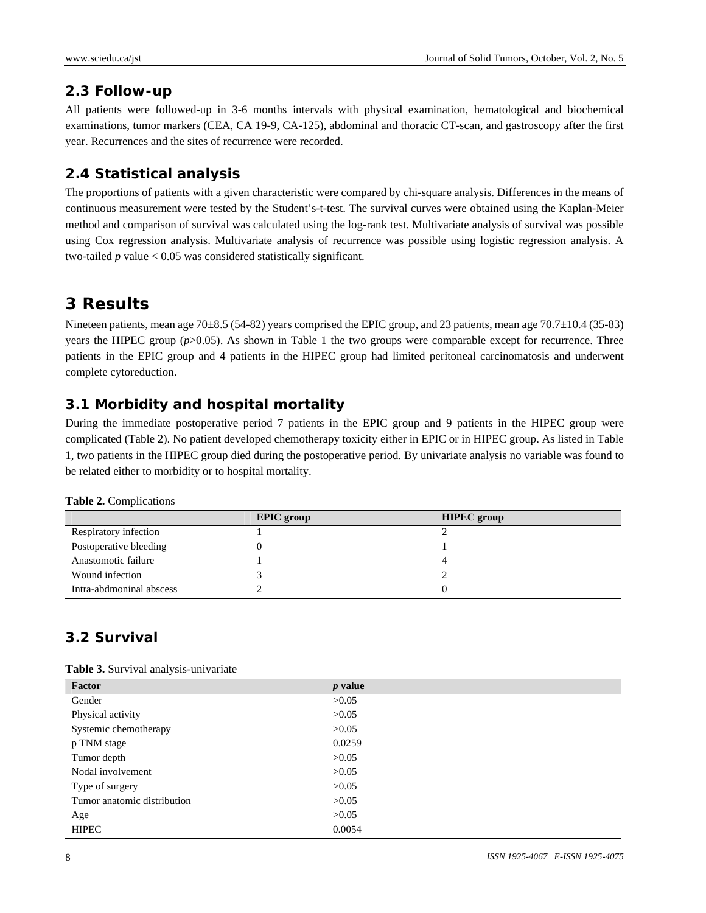## 2.3 Follow-up

All patients were followed-up in 3-6 months intervals with physical examination, hematological and biochemical examinations, tumor markers (CEA, CA 19-9, CA-125), abdominal and thoracic CT-scan, and gastroscopy after the first year. Recurrences and the sites of recurrence were recorded.

## 2.4 Statistical analysis

The proportions of patients with a given characteristic were compared by chi-square analysis. Differences in the means of continuous measurement were tested by the Student's-t-test. The survival curves were obtained using the Kaplan-Meier method and comparison of survival was calculated using the log-rank test. Multivariate analysis of survival was possible using Cox regression analysis. Multivariate analysis of recurrence was possible using logistic regression analysis. A two-tailed *p* value < 0.05 was considered statistically significant.

# 3 Results

Nineteen patients, mean age 70±8.5 (54-82) years comprised the EPIC group, and 23 patients, mean age 70.7±10.4 (35-83) years the HIPEC group ($p$>0.05). As shown in Table 1 the two groups were comparable except for recurrence. Three patients in the EPIC group and 4 patients in the HIPEC group had limited peritoneal carcinomatosis and underwent complete cytoreduction.

## 3.1 Morbidity and hospital mortality

During the immediate postoperative period 7 patients in the EPIC group and 9 patients in the HIPEC group were complicated (Table 2). No patient developed chemotherapy toxicity either in EPIC or in HIPEC group. As listed in Table 1, two patients in the HIPEC group died during the postoperative period. By univariate analysis no variable was found to be related either to morbidity or to hospital mortality.

**Table 2.** Complications

| | EPIC group | HIPEC group |
|---|---|---|
| Respiratory infection | 1 | 2 |
| Postoperative bleeding | 0 | 1 |
| Anastomotic failure | 1 | 4 |
| Wound infection | 3 | 2 |
| Intra-abdmoninal abscess | 2 | 0 |

## 3.2 Survival

**Table 3.** Survival analysis-univariate

| Factor | *p* value |
|---|---|
| Gender | >0.05 |
| Physical activity | >0.05 |
| Systemic chemotherapy | >0.05 |
| p TNM stage | 0.0259 |
| Tumor depth | >0.05 |
| Nodal involvement | >0.05 |
| Type of surgery | >0.05 |
| Tumor anatomic distribution | >0.05 |
| Age | >0.05 |
| HIPEC | 0.0054 |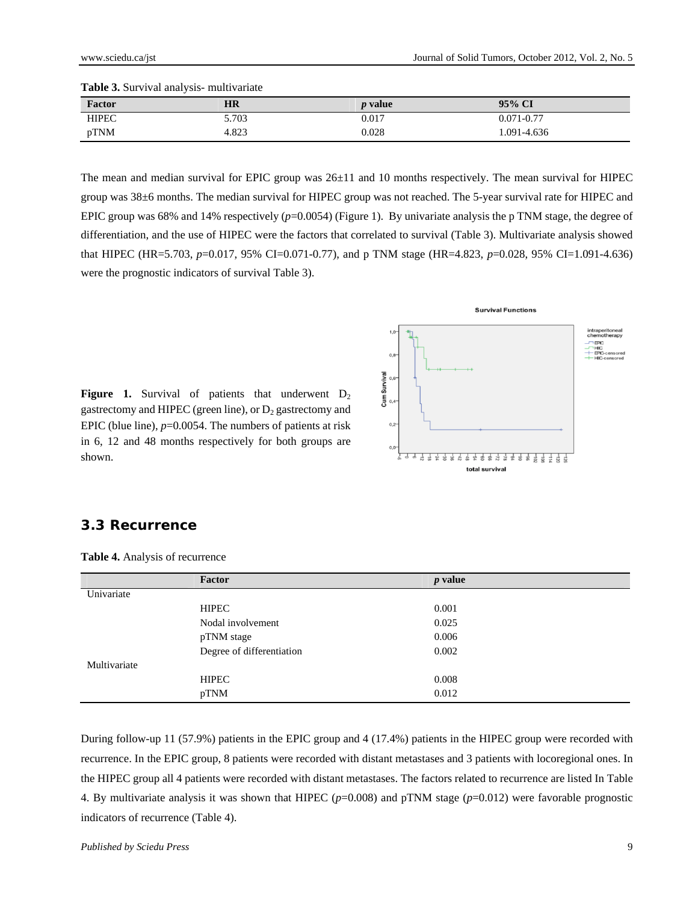**Table 3.** Survival analysis- multivariate

| Factor | HR | *p* value | 95% CI |
| --- | --- | --- | --- |
| HIPEC | 5.703 | 0.017 | 0.071-0.77 |
| pTNM | 4.823 | 0.028 | 1.091-4.636 |

The mean and median survival for EPIC group was 26±11 and 10 months respectively. The mean survival for HIPEC group was 38±6 months. The median survival for HIPEC group was not reached. The 5-year survival rate for HIPEC and EPIC group was 68% and 14% respectively ($p$=0.0054) (Figure 1). By univariate analysis the p TNM stage, the degree of differentiation, and the use of HIPEC were the factors that correlated to survival (Table 3). Multivariate analysis showed that HIPEC (HR=5.703, $p$=0.017, 95% CI=0.071-0.77), and p TNM stage (HR=4.823, $p$=0.028, 95% CI=1.091-4.636) were the prognostic indicators of survival Table 3).

**Figure 1.** Survival of patients that underwent $D_2$ gastrectomy and HIPEC (green line), or $D_2$ gastrectomy and EPIC (blue line), $p$=0.0054. The numbers of patients at risk in 6, 12 and 48 months respectively for both groups are shown.

## 3.3 Recurrence

**Table 4.** Analysis of recurrence

| | Factor | *p* value |
| --- | --- | --- |
| Univariate | | |
| | HIPEC | 0.001 |
| | Nodal involvement | 0.025 |
| | pTNM stage | 0.006 |
| | Degree of differentiation | 0.002 |
| Multivariate | | |
| | HIPEC | 0.008 |
| | pTNM | 0.012 |

During follow-up 11 (57.9%) patients in the EPIC group and 4 (17.4%) patients in the HIPEC group were recorded with recurrence. In the EPIC group, 8 patients were recorded with distant metastases and 3 patients with locoregional ones. In the HIPEC group all 4 patients were recorded with distant metastases. The factors related to recurrence are listed In Table 4. By multivariate analysis it was shown that HIPEC ($p$=0.008) and pTNM stage ($p$=0.012) were favorable prognostic indicators of recurrence (Table 4).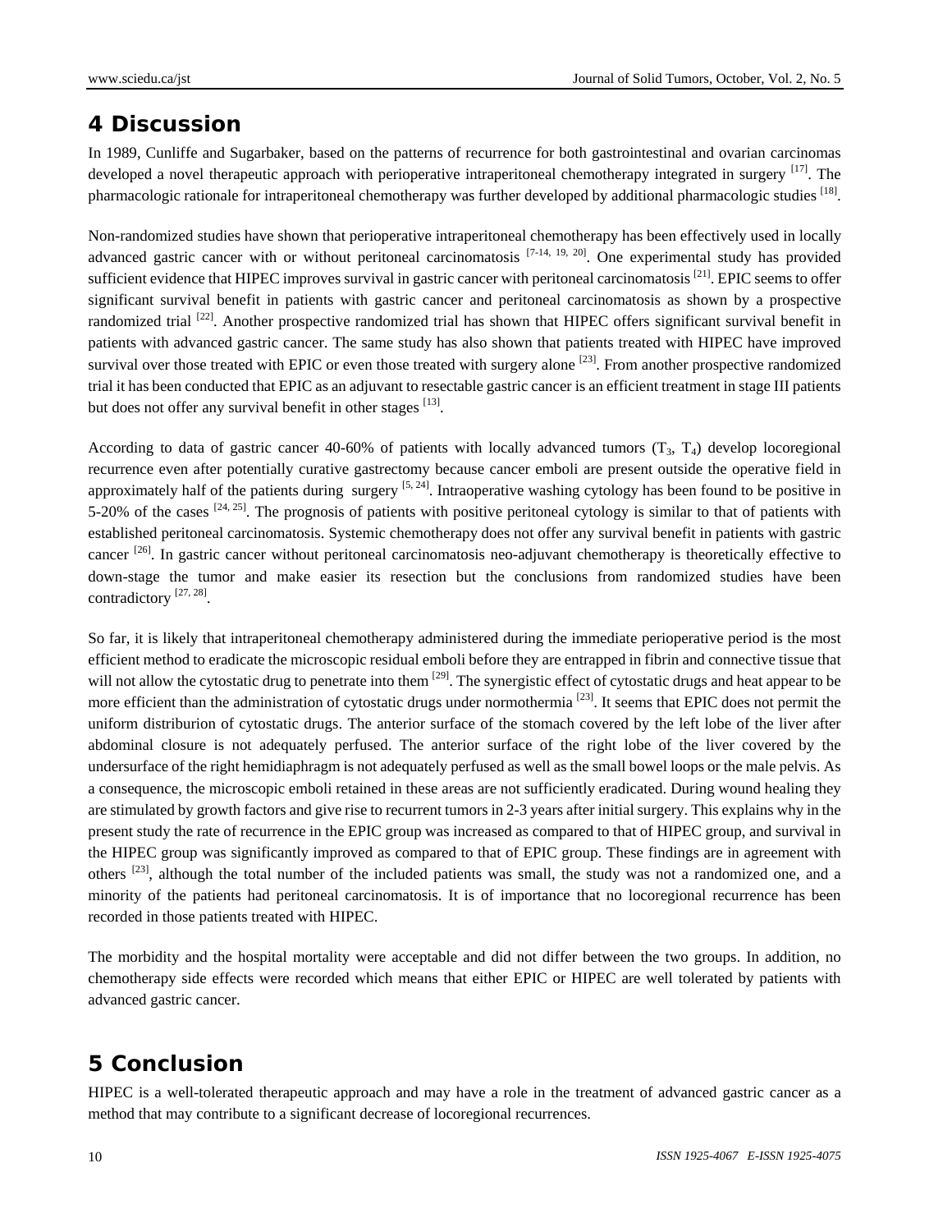## 4 Discussion

In 1989, Cunliffe and Sugarbaker, based on the patterns of recurrence for both gastrointestinal and ovarian carcinomas developed a novel therapeutic approach with perioperative intraperitoneal chemotherapy integrated in surgery [17]. The pharmacologic rationale for intraperitoneal chemotherapy was further developed by additional pharmacologic studies [18].

Non-randomized studies have shown that perioperative intraperitoneal chemotherapy has been effectively used in locally advanced gastric cancer with or without peritoneal carcinomatosis [7-14, 19, 20]. One experimental study has provided sufficient evidence that HIPEC improves survival in gastric cancer with peritoneal carcinomatosis [21]. EPIC seems to offer significant survival benefit in patients with gastric cancer and peritoneal carcinomatosis as shown by a prospective randomized trial [22]. Another prospective randomized trial has shown that HIPEC offers significant survival benefit in patients with advanced gastric cancer. The same study has also shown that patients treated with HIPEC have improved survival over those treated with EPIC or even those treated with surgery alone [23]. From another prospective randomized trial it has been conducted that EPIC as an adjuvant to resectable gastric cancer is an efficient treatment in stage III patients but does not offer any survival benefit in other stages [13].

According to data of gastric cancer 40-60% of patients with locally advanced tumors ($T_3$, $T_4$) develop locoregional recurrence even after potentially curative gastrectomy because cancer emboli are present outside the operative field in approximately half of the patients during surgery [5, 24]. Intraoperative washing cytology has been found to be positive in 5-20% of the cases [24, 25]. The prognosis of patients with positive peritoneal cytology is similar to that of patients with established peritoneal carcinomatosis. Systemic chemotherapy does not offer any survival benefit in patients with gastric cancer [26]. In gastric cancer without peritoneal carcinomatosis neo-adjuvant chemotherapy is theoretically effective to down-stage the tumor and make easier its resection but the conclusions from randomized studies have been contradictory [27, 28].

So far, it is likely that intraperitoneal chemotherapy administered during the immediate perioperative period is the most efficient method to eradicate the microscopic residual emboli before they are entrapped in fibrin and connective tissue that will not allow the cytostatic drug to penetrate into them [29]. The synergistic effect of cytostatic drugs and heat appear to be more efficient than the administration of cytostatic drugs under normothermia [23]. It seems that EPIC does not permit the uniform distriburion of cytostatic drugs. The anterior surface of the stomach covered by the left lobe of the liver after abdominal closure is not adequately perfused. The anterior surface of the right lobe of the liver covered by the undersurface of the right hemidiaphragm is not adequately perfused as well as the small bowel loops or the male pelvis. As a consequence, the microscopic emboli retained in these areas are not sufficiently eradicated. During wound healing they are stimulated by growth factors and give rise to recurrent tumors in 2-3 years after initial surgery. This explains why in the present study the rate of recurrence in the EPIC group was increased as compared to that of HIPEC group, and survival in the HIPEC group was significantly improved as compared to that of EPIC group. These findings are in agreement with others [23], although the total number of the included patients was small, the study was not a randomized one, and a minority of the patients had peritoneal carcinomatosis. It is of importance that no locoregional recurrence has been recorded in those patients treated with HIPEC.

The morbidity and the hospital mortality were acceptable and did not differ between the two groups. In addition, no chemotherapy side effects were recorded which means that either EPIC or HIPEC are well tolerated by patients with advanced gastric cancer.

## 5 Conclusion

HIPEC is a well-tolerated therapeutic approach and may have a role in the treatment of advanced gastric cancer as a method that may contribute to a significant decrease of locoregional recurrences.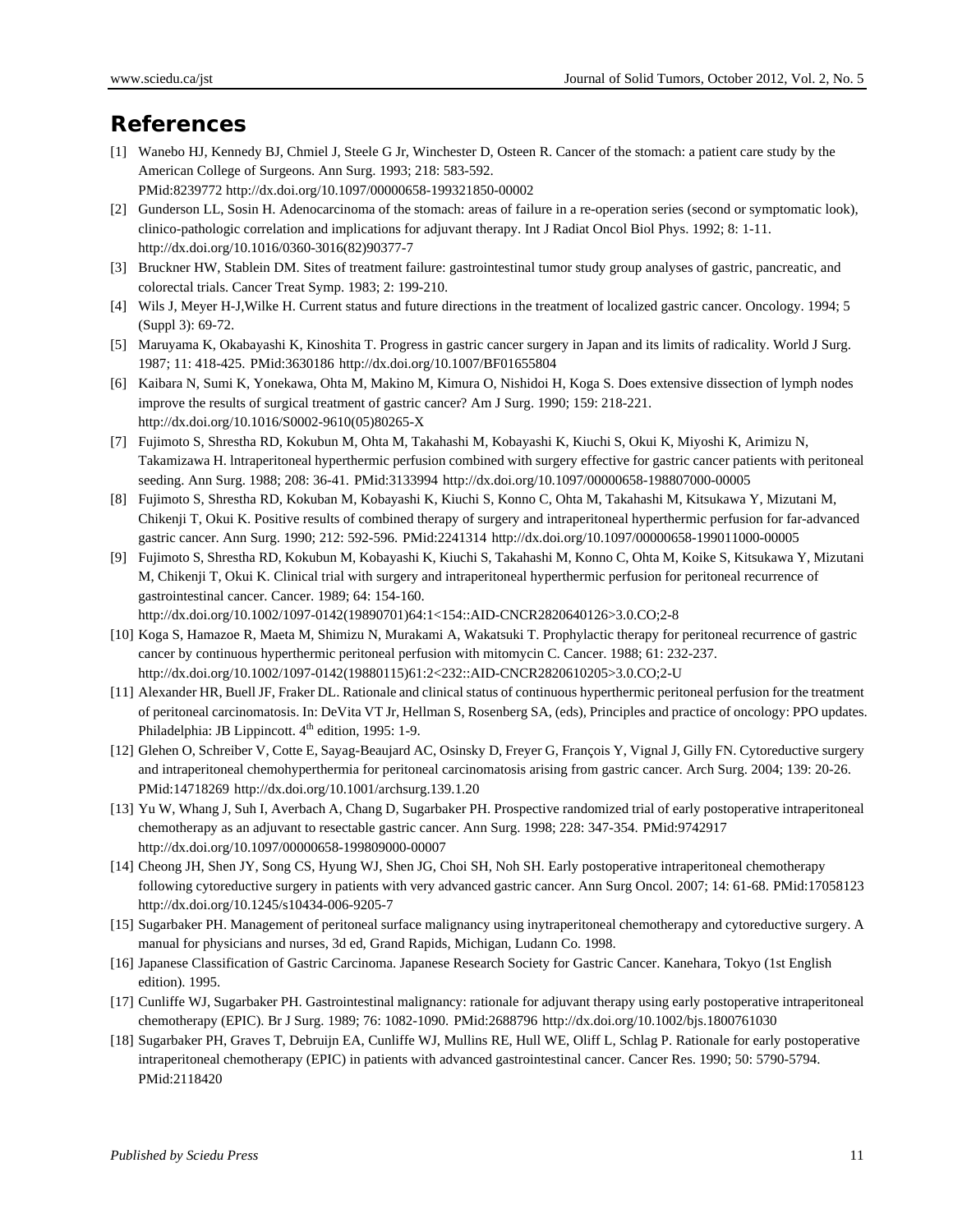## References

[1] Wanebo HJ, Kennedy BJ, Chmiel J, Steele G Jr, Winchester D, Osteen R. Cancer of the stomach: a patient care study by the American College of Surgeons. Ann Surg. 1993; 218: 583-592. PMid:8239772 http://dx.doi.org/10.1097/00000658-199321850-00002

[2] Gunderson LL, Sosin H. Adenocarcinoma of the stomach: areas of failure in a re-operation series (second or symptomatic look), clinico-pathologic correlation and implications for adjuvant therapy. Int J Radiat Oncol Biol Phys. 1992; 8: 1-11. http://dx.doi.org/10.1016/0360-3016(82)90377-7

[3] Bruckner HW, Stablein DM. Sites of treatment failure: gastrointestinal tumor study group analyses of gastric, pancreatic, and colorectal trials. Cancer Treat Symp. 1983; 2: 199-210.

[4] Wils J, Meyer H-J,Wilke H. Current status and future directions in the treatment of localized gastric cancer. Oncology. 1994; 5 (Suppl 3): 69-72.

[5] Maruyama K, Okabayashi K, Kinoshita T. Progress in gastric cancer surgery in Japan and its limits of radicality. World J Surg. 1987; 11: 418-425. PMid:3630186 http://dx.doi.org/10.1007/BF01655804

[6] Kaibara N, Sumi K, Yonekawa, Ohta M, Makino M, Kimura O, Nishidoi H, Koga S. Does extensive dissection of lymph nodes improve the results of surgical treatment of gastric cancer? Am J Surg. 1990; 159: 218-221. http://dx.doi.org/10.1016/S0002-9610(05)80265-X

[7] Fujimoto S, Shrestha RD, Kokubun M, Ohta M, Takahashi M, Kobayashi K, Kiuchi S, Okui K, Miyoshi K, Arimizu N, Takamizawa H. lntraperitoneal hyperthermic perfusion combined with surgery effective for gastric cancer patients with peritoneal seeding. Ann Surg. 1988; 208: 36-41. PMid:3133994 http://dx.doi.org/10.1097/00000658-198807000-00005

[8] Fujimoto S, Shrestha RD, Kokuban M, Kobayashi K, Kiuchi S, Konno C, Ohta M, Takahashi M, Kitsukawa Y, Mizutani M, Chikenji T, Okui K. Positive results of combined therapy of surgery and intraperitoneal hyperthermic perfusion for far-advanced gastric cancer. Ann Surg. 1990; 212: 592-596. PMid:2241314 http://dx.doi.org/10.1097/00000658-199011000-00005

[9] Fujimoto S, Shrestha RD, Kokubun M, Kobayashi K, Kiuchi S, Takahashi M, Konno C, Ohta M, Koike S, Kitsukawa Y, Mizutani M, Chikenji T, Okui K. Clinical trial with surgery and intraperitoneal hyperthermic perfusion for peritoneal recurrence of gastrointestinal cancer. Cancer. 1989; 64: 154-160. http://dx.doi.org/10.1002/1097-0142(19890701)64:1<154::AID-CNCR2820640126>3.0.CO;2-8

[10] Koga S, Hamazoe R, Maeta M, Shimizu N, Murakami A, Wakatsuki T. Prophylactic therapy for peritoneal recurrence of gastric cancer by continuous hyperthermic peritoneal perfusion with mitomycin C. Cancer. 1988; 61: 232-237. http://dx.doi.org/10.1002/1097-0142(19880115)61:2<232::AID-CNCR2820610205>3.0.CO;2-U

[11] Alexander HR, Buell JF, Fraker DL. Rationale and clinical status of continuous hyperthermic peritoneal perfusion for the treatment of peritoneal carcinomatosis. In: DeVita VT Jr, Hellman S, Rosenberg SA, (eds), Principles and practice of oncology: PPO updates. Philadelphia: JB Lippincott. 4th edition, 1995: 1-9.

[12] Glehen O, Schreiber V, Cotte E, Sayag-Beaujard AC, Osinsky D, Freyer G, François Y, Vignal J, Gilly FN. Cytoreductive surgery and intraperitoneal chemohyperthermia for peritoneal carcinomatosis arising from gastric cancer. Arch Surg. 2004; 139: 20-26. PMid:14718269 http://dx.doi.org/10.1001/archsurg.139.1.20

[13] Yu W, Whang J, Suh I, Averbach A, Chang D, Sugarbaker PH. Prospective randomized trial of early postoperative intraperitoneal chemotherapy as an adjuvant to resectable gastric cancer. Ann Surg. 1998; 228: 347-354. PMid:9742917 http://dx.doi.org/10.1097/00000658-199809000-00007

[14] Cheong JH, Shen JY, Song CS, Hyung WJ, Shen JG, Choi SH, Noh SH. Early postoperative intraperitoneal chemotherapy following cytoreductive surgery in patients with very advanced gastric cancer. Ann Surg Oncol. 2007; 14: 61-68. PMid:17058123 http://dx.doi.org/10.1245/s10434-006-9205-7

[15] Sugarbaker PH. Management of peritoneal surface malignancy using inytraperitoneal chemotherapy and cytoreductive surgery. A manual for physicians and nurses, 3d ed, Grand Rapids, Michigan, Ludann Co. 1998.

[16] Japanese Classification of Gastric Carcinoma. Japanese Research Society for Gastric Cancer. Kanehara, Tokyo (1st English edition). 1995.

[17] Cunliffe WJ, Sugarbaker PH. Gastrointestinal malignancy: rationale for adjuvant therapy using early postoperative intraperitoneal chemotherapy (EPIC). Br J Surg. 1989; 76: 1082-1090. PMid:2688796 http://dx.doi.org/10.1002/bjs.1800761030

[18] Sugarbaker PH, Graves T, Debruijn EA, Cunliffe WJ, Mullins RE, Hull WE, Oliff L, Schlag P. Rationale for early postoperative intraperitoneal chemotherapy (EPIC) in patients with advanced gastrointestinal cancer. Cancer Res. 1990; 50: 5790-5794. PMid:2118420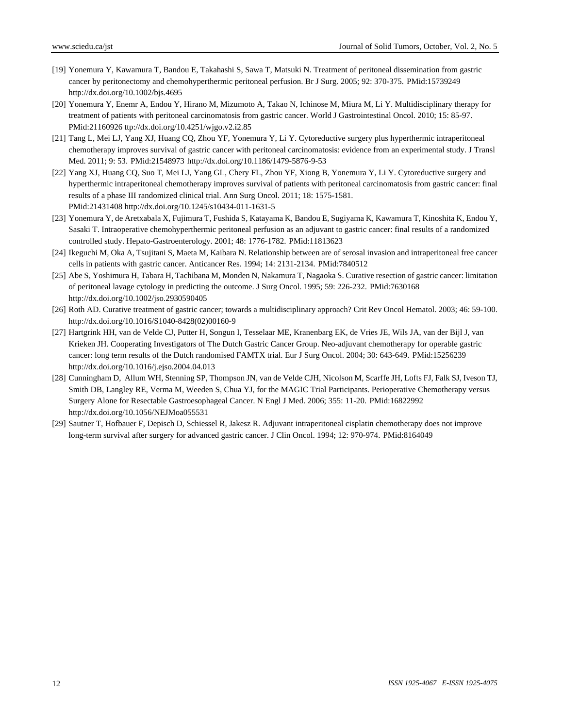[19] Yonemura Y, Kawamura T, Bandou E, Takahashi S, Sawa T, Matsuki N. Treatment of peritoneal dissemination from gastric cancer by peritonectomy and chemohyperthermic peritoneal perfusion. Br J Surg. 2005; 92: 370-375. PMid:15739249 http://dx.doi.org/10.1002/bjs.4695

[20] Yonemura Y, Enemr A, Endou Y, Hirano M, Mizumoto A, Takao N, Ichinose M, Miura M, Li Y. Multidisciplinary therapy for treatment of patients with peritoneal carcinomatosis from gastric cancer. World J Gastrointestinal Oncol. 2010; 15: 85-97. PMid:21160926 ttp://dx.doi.org/10.4251/wjgo.v2.i2.85

[21] Tang L, Mei LJ, Yang XJ, Huang CQ, Zhou YF, Yonemura Y, Li Y. Cytoreductive surgery plus hyperthermic intraperitoneal chemotherapy improves survival of gastric cancer with peritoneal carcinomatosis: evidence from an experimental study. J Transl Med. 2011; 9: 53. PMid:21548973 http://dx.doi.org/10.1186/1479-5876-9-53

[22] Yang XJ, Huang CQ, Suo T, Mei LJ, Yang GL, Chery FL, Zhou YF, Xiong B, Yonemura Y, Li Y. Cytoreductive surgery and hyperthermic intraperitoneal chemotherapy improves survival of patients with peritoneal carcinomatosis from gastric cancer: final results of a phase III randomized clinical trial. Ann Surg Oncol. 2011; 18: 1575-1581. PMid:21431408 http://dx.doi.org/10.1245/s10434-011-1631-5

[23] Yonemura Y, de Aretxabala X, Fujimura T, Fushida S, Katayama K, Bandou E, Sugiyama K, Kawamura T, Kinoshita K, Endou Y, Sasaki T. Intraoperative chemohyperthermic peritoneal perfusion as an adjuvant to gastric cancer: final results of a randomized controlled study. Hepato-Gastroenterology. 2001; 48: 1776-1782. PMid:11813623

[24] Ikeguchi M, Oka A, Tsujitani S, Maeta M, Kaibara N. Relationship between are of serosal invasion and intraperitoneal free cancer cells in patients with gastric cancer. Anticancer Res. 1994; 14: 2131-2134. PMid:7840512

[25] Abe S, Yoshimura H, Tabara H, Tachibana M, Monden N, Nakamura T, Nagaoka S. Curative resection of gastric cancer: limitation of peritoneal lavage cytology in predicting the outcome. J Surg Oncol. 1995; 59: 226-232. PMid:7630168 http://dx.doi.org/10.1002/jso.2930590405

[26] Roth AD. Curative treatment of gastric cancer; towards a multidisciplinary approach? Crit Rev Oncol Hematol. 2003; 46: 59-100. http://dx.doi.org/10.1016/S1040-8428(02)00160-9

[27] Hartgrink HH, van de Velde CJ, Putter H, Songun I, Tesselaar ME, Kranenbarg EK, de Vries JE, Wils JA, van der Bijl J, van Krieken JH. Cooperating Investigators of The Dutch Gastric Cancer Group. Neo-adjuvant chemotherapy for operable gastric cancer: long term results of the Dutch randomised FAMTX trial. Eur J Surg Oncol. 2004; 30: 643-649. PMid:15256239 http://dx.doi.org/10.1016/j.ejso.2004.04.013

[28] Cunningham D, Allum WH, Stenning SP, Thompson JN, van de Velde CJH, Nicolson M, Scarffe JH, Lofts FJ, Falk SJ, Iveson TJ, Smith DB, Langley RE, Verma M, Weeden S, Chua YJ, for the MAGIC Trial Participants. Perioperative Chemotherapy versus Surgery Alone for Resectable Gastroesophageal Cancer. N Engl J Med. 2006; 355: 11-20. PMid:16822992 http://dx.doi.org/10.1056/NEJMoa055531

[29] Sautner T, Hofbauer F, Depisch D, Schiessel R, Jakesz R. Adjuvant intraperitoneal cisplatin chemotherapy does not improve long-term survival after surgery for advanced gastric cancer. J Clin Oncol. 1994; 12: 970-974. PMid:8164049